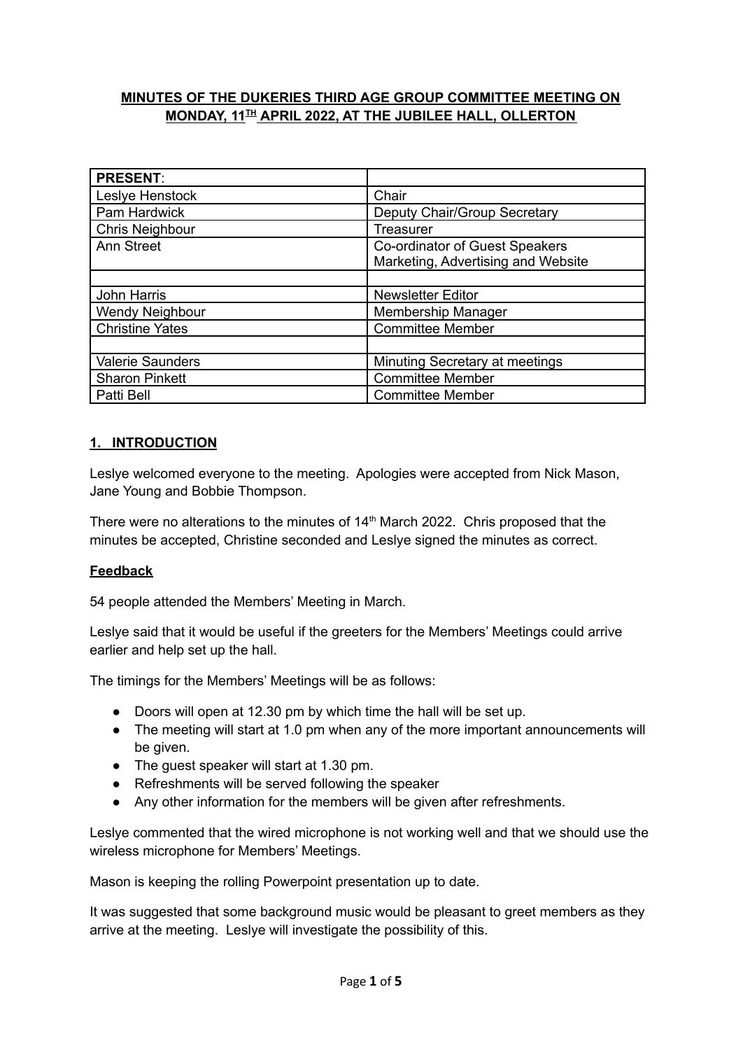**MINUTES OF THE DUKERIES THIRD AGE GROUP COMMITTEE MEETING ON MONDAY, 11TH APRIL 2022, AT THE JUBILEE HALL, OLLERTON**

| **PRESENT**: | |
|---|---|
| Leslye Henstock | Chair |
| Pam Hardwick | Deputy Chair/Group Secretary |
| Chris Neighbour | Treasurer |
| Ann Street | Co-ordinator of Guest Speakers<br>Marketing, Advertising and Website |
| | |
| John Harris | Newsletter Editor |
| Wendy Neighbour | Membership Manager |
| Christine Yates | Committee Member |
| | |
| Valerie Saunders | Minuting Secretary at meetings |
| Sharon Pinkett | Committee Member |
| Patti Bell | Committee Member |

## 1. INTRODUCTION

Leslye welcomed everyone to the meeting. Apologies were accepted from Nick Mason, Jane Young and Bobbie Thompson.

There were no alterations to the minutes of 14th March 2022. Chris proposed that the minutes be accepted, Christine seconded and Leslye signed the minutes as correct.

### Feedback

54 people attended the Members' Meeting in March.

Leslye said that it would be useful if the greeters for the Members' Meetings could arrive earlier and help set up the hall.

The timings for the Members' Meetings will be as follows:

- Doors will open at 12.30 pm by which time the hall will be set up.
- The meeting will start at 1.0 pm when any of the more important announcements will be given.
- The guest speaker will start at 1.30 pm.
- Refreshments will be served following the speaker
- Any other information for the members will be given after refreshments.

Leslye commented that the wired microphone is not working well and that we should use the wireless microphone for Members' Meetings.

Mason is keeping the rolling Powerpoint presentation up to date.

It was suggested that some background music would be pleasant to greet members as they arrive at the meeting. Leslye will investigate the possibility of this.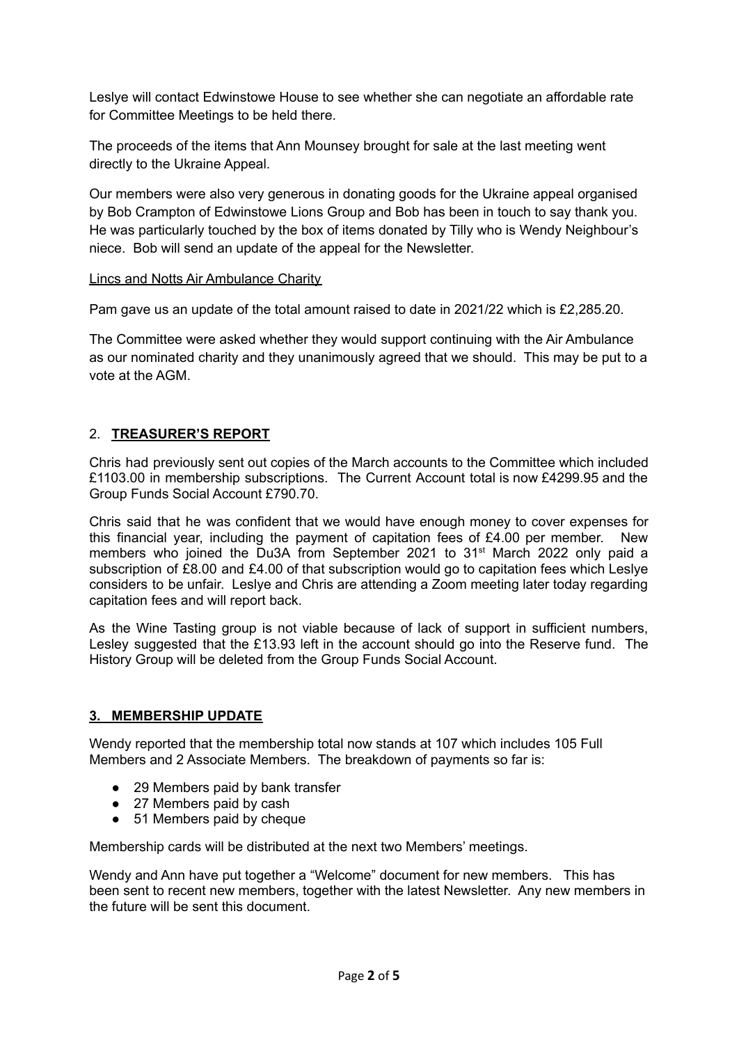Leslye will contact Edwinstowe House to see whether she can negotiate an affordable rate for Committee Meetings to be held there.

The proceeds of the items that Ann Mounsey brought for sale at the last meeting went directly to the Ukraine Appeal.

Our members were also very generous in donating goods for the Ukraine appeal organised by Bob Crampton of Edwinstowe Lions Group and Bob has been in touch to say thank you. He was particularly touched by the box of items donated by Tilly who is Wendy Neighbour's niece. Bob will send an update of the appeal for the Newsletter.

<u>Lincs and Notts Air Ambulance Charity</u>

Pam gave us an update of the total amount raised to date in 2021/22 which is £2,285.20.

The Committee were asked whether they would support continuing with the Air Ambulance as our nominated charity and they unanimously agreed that we should. This may be put to a vote at the AGM.

## 2. <u>TREASURER'S REPORT</u>

Chris had previously sent out copies of the March accounts to the Committee which included £1103.00 in membership subscriptions. The Current Account total is now £4299.95 and the Group Funds Social Account £790.70.

Chris said that he was confident that we would have enough money to cover expenses for this financial year, including the payment of capitation fees of £4.00 per member. New members who joined the Du3A from September 2021 to 31st March 2022 only paid a subscription of £8.00 and £4.00 of that subscription would go to capitation fees which Leslye considers to be unfair. Leslye and Chris are attending a Zoom meeting later today regarding capitation fees and will report back.

As the Wine Tasting group is not viable because of lack of support in sufficient numbers, Lesley suggested that the £13.93 left in the account should go into the Reserve fund. The History Group will be deleted from the Group Funds Social Account.

## 3. <u>MEMBERSHIP UPDATE</u>

Wendy reported that the membership total now stands at 107 which includes 105 Full Members and 2 Associate Members. The breakdown of payments so far is:

- 29 Members paid by bank transfer
- 27 Members paid by cash
- 51 Members paid by cheque

Membership cards will be distributed at the next two Members' meetings.

Wendy and Ann have put together a "Welcome" document for new members. This has been sent to recent new members, together with the latest Newsletter. Any new members in the future will be sent this document.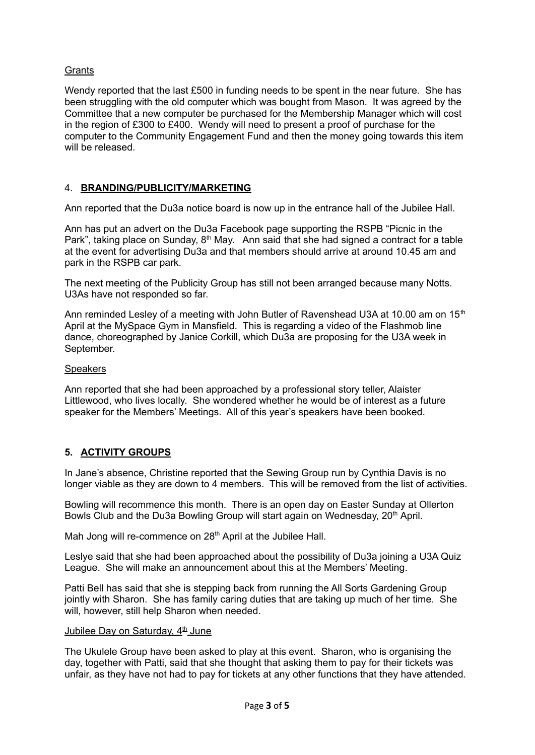Grants

Wendy reported that the last £500 in funding needs to be spent in the near future. She has been struggling with the old computer which was bought from Mason. It was agreed by the Committee that a new computer be purchased for the Membership Manager which will cost in the region of £300 to £400. Wendy will need to present a proof of purchase for the computer to the Community Engagement Fund and then the money going towards this item will be released.

## 4. **BRANDING/PUBLICITY/MARKETING**

Ann reported that the Du3a notice board is now up in the entrance hall of the Jubilee Hall.

Ann has put an advert on the Du3a Facebook page supporting the RSPB "Picnic in the Park", taking place on Sunday, 8th May. Ann said that she had signed a contract for a table at the event for advertising Du3a and that members should arrive at around 10.45 am and park in the RSPB car park.

The next meeting of the Publicity Group has still not been arranged because many Notts. U3As have not responded so far.

Ann reminded Lesley of a meeting with John Butler of Ravenshead U3A at 10.00 am on 15th April at the MySpace Gym in Mansfield. This is regarding a video of the Flashmob line dance, choreographed by Janice Corkill, which Du3a are proposing for the U3A week in September.

Speakers

Ann reported that she had been approached by a professional story teller, Alaister Littlewood, who lives locally. She wondered whether he would be of interest as a future speaker for the Members' Meetings. All of this year's speakers have been booked.

## 5. **ACTIVITY GROUPS**

In Jane's absence, Christine reported that the Sewing Group run by Cynthia Davis is no longer viable as they are down to 4 members. This will be removed from the list of activities.

Bowling will recommence this month. There is an open day on Easter Sunday at Ollerton Bowls Club and the Du3a Bowling Group will start again on Wednesday, 20th April.

Mah Jong will re-commence on 28th April at the Jubilee Hall.

Leslye said that she had been approached about the possibility of Du3a joining a U3A Quiz League. She will make an announcement about this at the Members' Meeting.

Patti Bell has said that she is stepping back from running the All Sorts Gardening Group jointly with Sharon. She has family caring duties that are taking up much of her time. She will, however, still help Sharon when needed.

Jubilee Day on Saturday, 4th June

The Ukulele Group have been asked to play at this event. Sharon, who is organising the day, together with Patti, said that she thought that asking them to pay for their tickets was unfair, as they have not had to pay for tickets at any other functions that they have attended.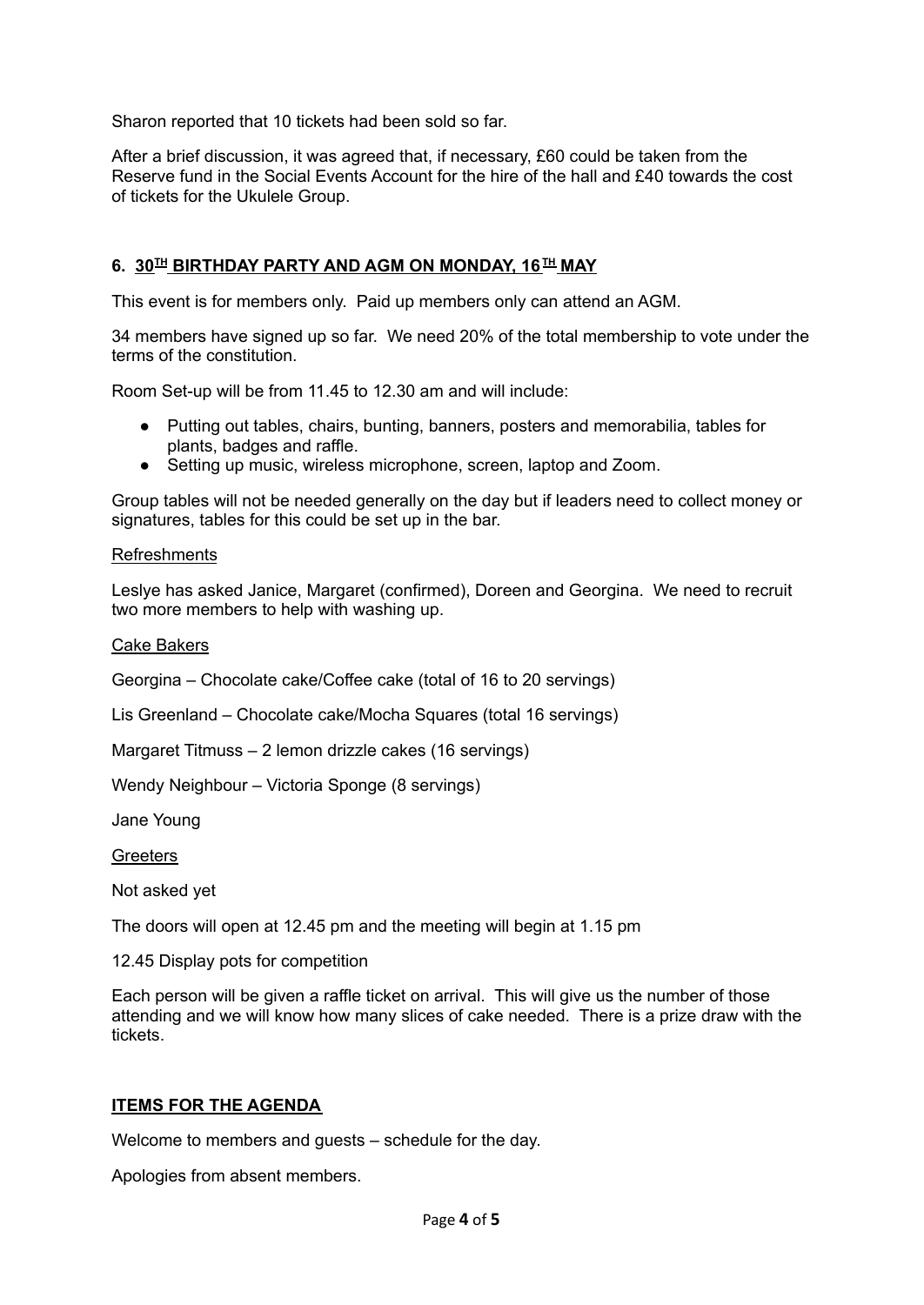Sharon reported that 10 tickets had been sold so far.

After a brief discussion, it was agreed that, if necessary, £60 could be taken from the Reserve fund in the Social Events Account for the hire of the hall and £40 towards the cost of tickets for the Ukulele Group.

## 6. 30TH BIRTHDAY PARTY AND AGM ON MONDAY, 16TH MAY

This event is for members only. Paid up members only can attend an AGM.

34 members have signed up so far. We need 20% of the total membership to vote under the terms of the constitution.

Room Set-up will be from 11.45 to 12.30 am and will include:

- Putting out tables, chairs, bunting, banners, posters and memorabilia, tables for plants, badges and raffle.
- Setting up music, wireless microphone, screen, laptop and Zoom.

Group tables will not be needed generally on the day but if leaders need to collect money or signatures, tables for this could be set up in the bar.

Refreshments

Leslye has asked Janice, Margaret (confirmed), Doreen and Georgina. We need to recruit two more members to help with washing up.

Cake Bakers

Georgina – Chocolate cake/Coffee cake (total of 16 to 20 servings)

Lis Greenland – Chocolate cake/Mocha Squares (total 16 servings)

Margaret Titmuss – 2 lemon drizzle cakes (16 servings)

Wendy Neighbour – Victoria Sponge (8 servings)

Jane Young

Greeters

Not asked yet

The doors will open at 12.45 pm and the meeting will begin at 1.15 pm

12.45 Display pots for competition

Each person will be given a raffle ticket on arrival. This will give us the number of those attending and we will know how many slices of cake needed. There is a prize draw with the tickets.

## ITEMS FOR THE AGENDA

Welcome to members and guests – schedule for the day.

Apologies from absent members.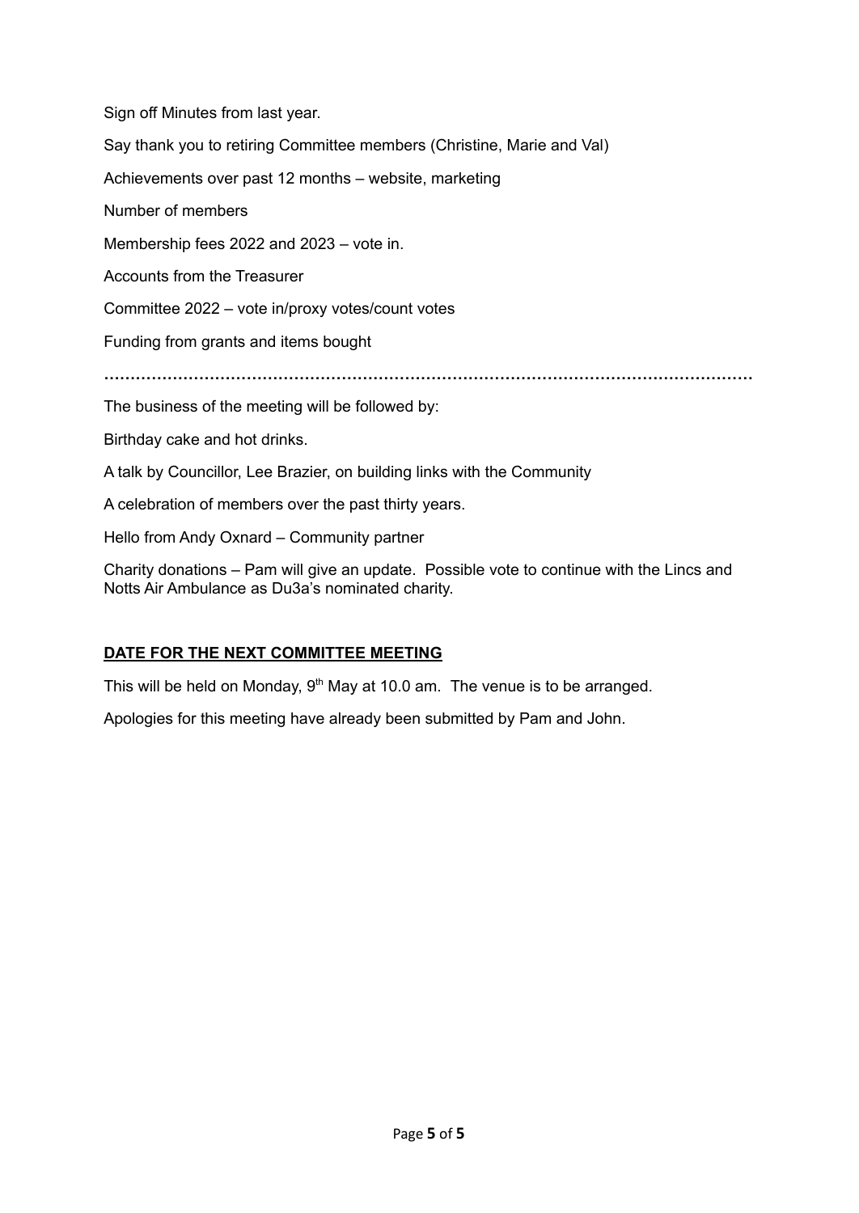Sign off Minutes from last year.

Say thank you to retiring Committee members (Christine, Marie and Val)

Achievements over past 12 months – website, marketing

Number of members

Membership fees 2022 and 2023 – vote in.

Accounts from the Treasurer

Committee 2022 – vote in/proxy votes/count votes

Funding from grants and items bought

………………………………………………………………………………………………………

The business of the meeting will be followed by:

Birthday cake and hot drinks.

A talk by Councillor, Lee Brazier, on building links with the Community

A celebration of members over the past thirty years.

Hello from Andy Oxnard – Community partner

Charity donations – Pam will give an update. Possible vote to continue with the Lincs and Notts Air Ambulance as Du3a's nominated charity.

**DATE FOR THE NEXT COMMITTEE MEETING**

This will be held on Monday, 9th May at 10.0 am. The venue is to be arranged.

Apologies for this meeting have already been submitted by Pam and John.